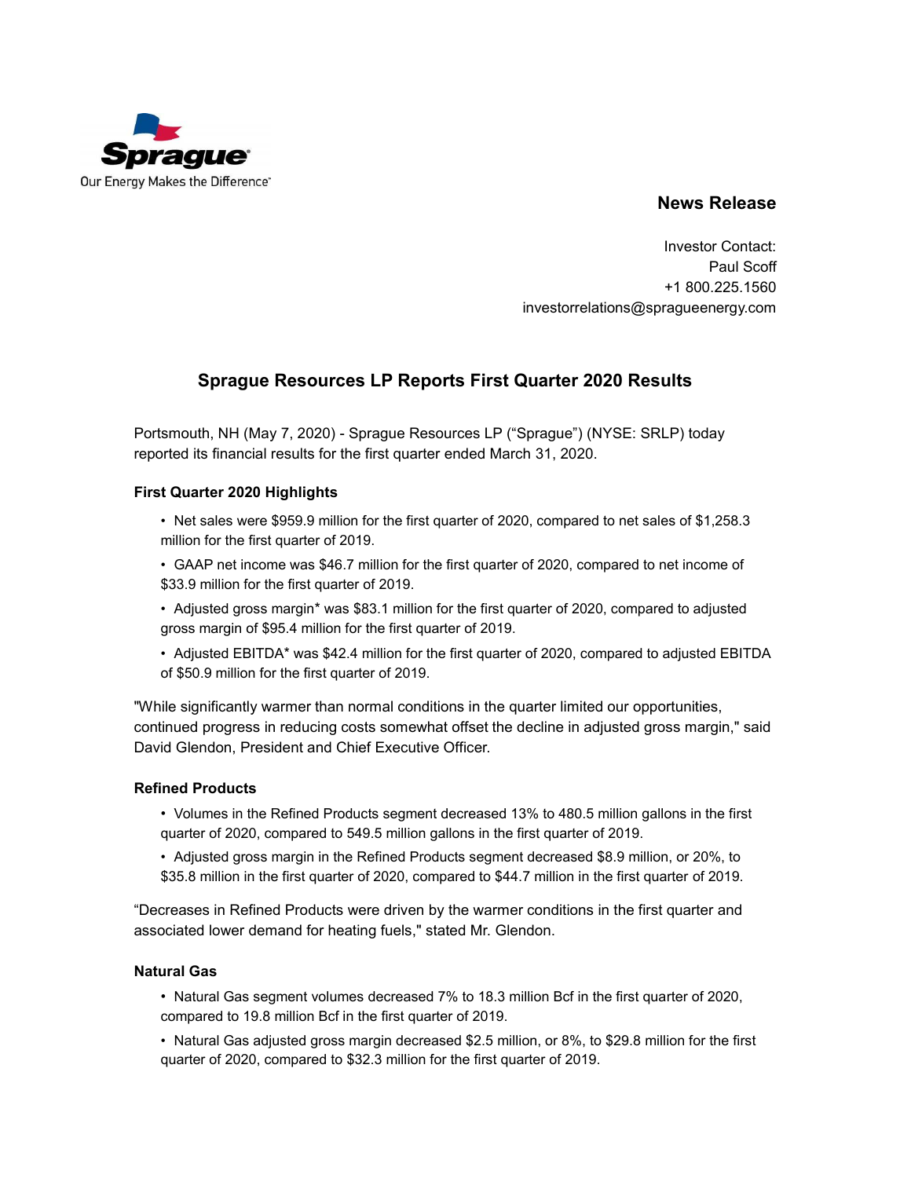Sprague

Our Energy Makes the Difference

**News Release**

Investor Contact:
Paul Scoff
+1 800.225.1560
investorrelations@spragueenergy.com

## Sprague Resources LP Reports First Quarter 2020 Results

Portsmouth, NH (May 7, 2020) - Sprague Resources LP ("Sprague") (NYSE: SRLP) today reported its financial results for the first quarter ended March 31, 2020.

### First Quarter 2020 Highlights

- Net sales were $959.9 million for the first quarter of 2020, compared to net sales of $1,258.3 million for the first quarter of 2019.
- GAAP net income was $46.7 million for the first quarter of 2020, compared to net income of $33.9 million for the first quarter of 2019.
- Adjusted gross margin* was $83.1 million for the first quarter of 2020, compared to adjusted gross margin of $95.4 million for the first quarter of 2019.
- Adjusted EBITDA* was $42.4 million for the first quarter of 2020, compared to adjusted EBITDA of $50.9 million for the first quarter of 2019.

"While significantly warmer than normal conditions in the quarter limited our opportunities, continued progress in reducing costs somewhat offset the decline in adjusted gross margin," said David Glendon, President and Chief Executive Officer.

### Refined Products

- Volumes in the Refined Products segment decreased 13% to 480.5 million gallons in the first quarter of 2020, compared to 549.5 million gallons in the first quarter of 2019.
- Adjusted gross margin in the Refined Products segment decreased $8.9 million, or 20%, to $35.8 million in the first quarter of 2020, compared to $44.7 million in the first quarter of 2019.

"Decreases in Refined Products were driven by the warmer conditions in the first quarter and associated lower demand for heating fuels," stated Mr. Glendon.

### Natural Gas

- Natural Gas segment volumes decreased 7% to 18.3 million Bcf in the first quarter of 2020, compared to 19.8 million Bcf in the first quarter of 2019.
- Natural Gas adjusted gross margin decreased $2.5 million, or 8%, to $29.8 million for the first quarter of 2020, compared to $32.3 million for the first quarter of 2019.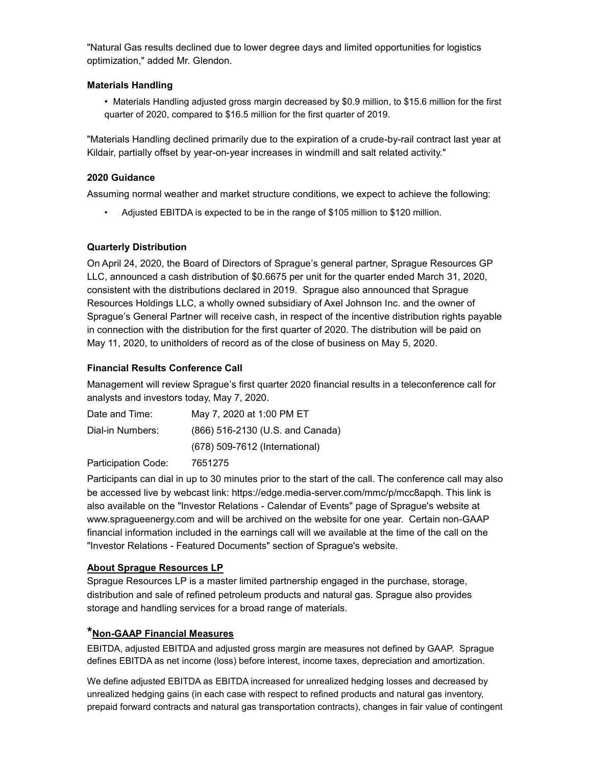"Natural Gas results declined due to lower degree days and limited opportunities for logistics optimization," added Mr. Glendon.

**Materials Handling**

- Materials Handling adjusted gross margin decreased by $0.9 million, to $15.6 million for the first quarter of 2020, compared to $16.5 million for the first quarter of 2019.

"Materials Handling declined primarily due to the expiration of a crude-by-rail contract last year at Kildair, partially offset by year-on-year increases in windmill and salt related activity."

**2020 Guidance**

Assuming normal weather and market structure conditions, we expect to achieve the following:

- Adjusted EBITDA is expected to be in the range of $105 million to $120 million.

**Quarterly Distribution**

On April 24, 2020, the Board of Directors of Sprague's general partner, Sprague Resources GP LLC, announced a cash distribution of $0.6675 per unit for the quarter ended March 31, 2020, consistent with the distributions declared in 2019. Sprague also announced that Sprague Resources Holdings LLC, a wholly owned subsidiary of Axel Johnson Inc. and the owner of Sprague's General Partner will receive cash, in respect of the incentive distribution rights payable in connection with the distribution for the first quarter of 2020. The distribution will be paid on May 11, 2020, to unitholders of record as of the close of business on May 5, 2020.

**Financial Results Conference Call**

Management will review Sprague's first quarter 2020 financial results in a teleconference call for analysts and investors today, May 7, 2020.

| | |
|---|---|
| Date and Time: | May 7, 2020 at 1:00 PM ET |
| Dial-in Numbers: | (866) 516-2130 (U.S. and Canada) |
| | (678) 509-7612 (International) |
| Participation Code: | 7651275 |

Participants can dial in up to 30 minutes prior to the start of the call. The conference call may also be accessed live by webcast link: https://edge.media-server.com/mmc/p/mcc8apqh. This link is also available on the "Investor Relations - Calendar of Events" page of Sprague's website at www.spragueenergy.com and will be archived on the website for one year. Certain non-GAAP financial information included in the earnings call will we available at the time of the call on the "Investor Relations - Featured Documents" section of Sprague's website.

**About Sprague Resources LP**

Sprague Resources LP is a master limited partnership engaged in the purchase, storage, distribution and sale of refined petroleum products and natural gas. Sprague also provides storage and handling services for a broad range of materials.

**\*Non-GAAP Financial Measures**

EBITDA, adjusted EBITDA and adjusted gross margin are measures not defined by GAAP. Sprague defines EBITDA as net income (loss) before interest, income taxes, depreciation and amortization.

We define adjusted EBITDA as EBITDA increased for unrealized hedging losses and decreased by unrealized hedging gains (in each case with respect to refined products and natural gas inventory, prepaid forward contracts and natural gas transportation contracts), changes in fair value of contingent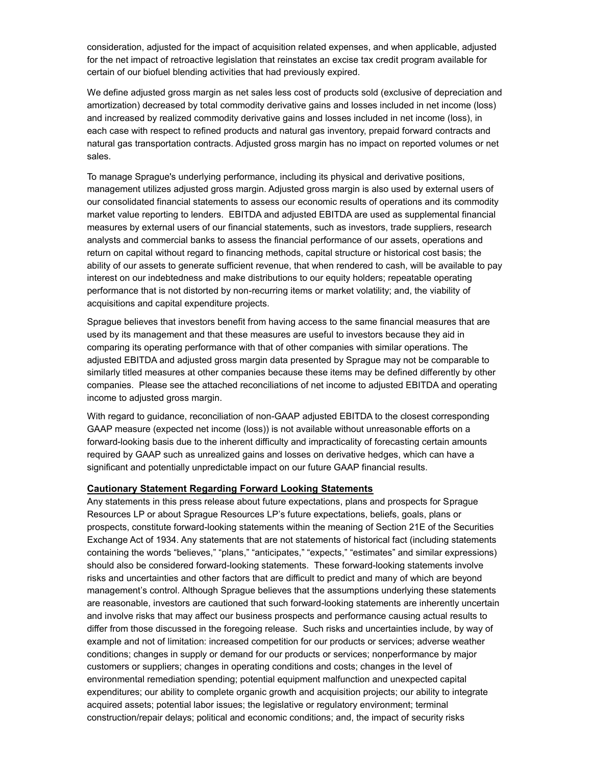consideration, adjusted for the impact of acquisition related expenses, and when applicable, adjusted for the net impact of retroactive legislation that reinstates an excise tax credit program available for certain of our biofuel blending activities that had previously expired.

We define adjusted gross margin as net sales less cost of products sold (exclusive of depreciation and amortization) decreased by total commodity derivative gains and losses included in net income (loss) and increased by realized commodity derivative gains and losses included in net income (loss), in each case with respect to refined products and natural gas inventory, prepaid forward contracts and natural gas transportation contracts. Adjusted gross margin has no impact on reported volumes or net sales.

To manage Sprague's underlying performance, including its physical and derivative positions, management utilizes adjusted gross margin. Adjusted gross margin is also used by external users of our consolidated financial statements to assess our economic results of operations and its commodity market value reporting to lenders. EBITDA and adjusted EBITDA are used as supplemental financial measures by external users of our financial statements, such as investors, trade suppliers, research analysts and commercial banks to assess the financial performance of our assets, operations and return on capital without regard to financing methods, capital structure or historical cost basis; the ability of our assets to generate sufficient revenue, that when rendered to cash, will be available to pay interest on our indebtedness and make distributions to our equity holders; repeatable operating performance that is not distorted by non-recurring items or market volatility; and, the viability of acquisitions and capital expenditure projects.

Sprague believes that investors benefit from having access to the same financial measures that are used by its management and that these measures are useful to investors because they aid in comparing its operating performance with that of other companies with similar operations. The adjusted EBITDA and adjusted gross margin data presented by Sprague may not be comparable to similarly titled measures at other companies because these items may be defined differently by other companies. Please see the attached reconciliations of net income to adjusted EBITDA and operating income to adjusted gross margin.

With regard to guidance, reconciliation of non-GAAP adjusted EBITDA to the closest corresponding GAAP measure (expected net income (loss)) is not available without unreasonable efforts on a forward-looking basis due to the inherent difficulty and impracticality of forecasting certain amounts required by GAAP such as unrealized gains and losses on derivative hedges, which can have a significant and potentially unpredictable impact on our future GAAP financial results.

**Cautionary Statement Regarding Forward Looking Statements**

Any statements in this press release about future expectations, plans and prospects for Sprague Resources LP or about Sprague Resources LP's future expectations, beliefs, goals, plans or prospects, constitute forward-looking statements within the meaning of Section 21E of the Securities Exchange Act of 1934. Any statements that are not statements of historical fact (including statements containing the words "believes," "plans," "anticipates," "expects," "estimates" and similar expressions) should also be considered forward-looking statements. These forward-looking statements involve risks and uncertainties and other factors that are difficult to predict and many of which are beyond management's control. Although Sprague believes that the assumptions underlying these statements are reasonable, investors are cautioned that such forward-looking statements are inherently uncertain and involve risks that may affect our business prospects and performance causing actual results to differ from those discussed in the foregoing release. Such risks and uncertainties include, by way of example and not of limitation: increased competition for our products or services; adverse weather conditions; changes in supply or demand for our products or services; nonperformance by major customers or suppliers; changes in operating conditions and costs; changes in the level of environmental remediation spending; potential equipment malfunction and unexpected capital expenditures; our ability to complete organic growth and acquisition projects; our ability to integrate acquired assets; potential labor issues; the legislative or regulatory environment; terminal construction/repair delays; political and economic conditions; and, the impact of security risks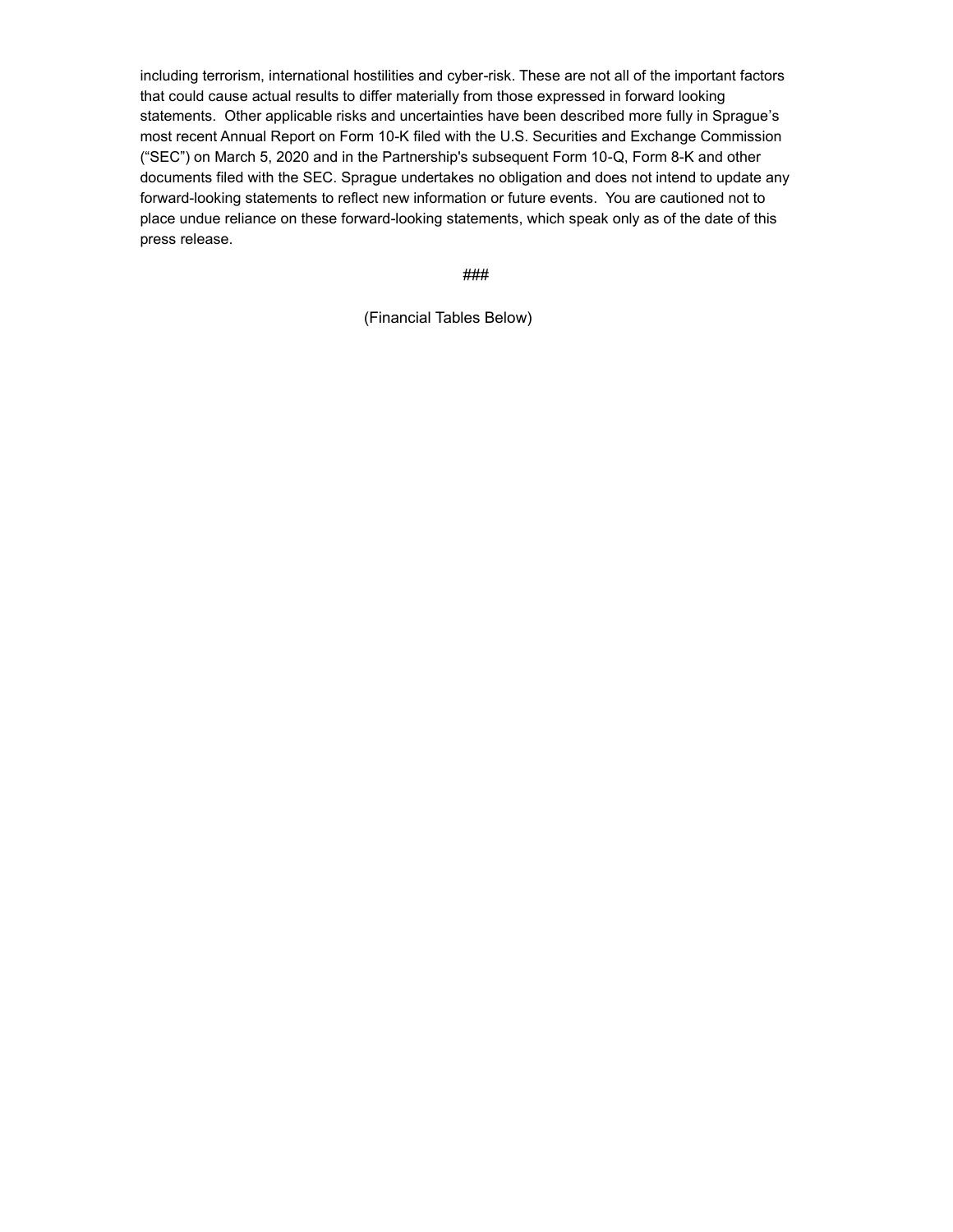including terrorism, international hostilities and cyber-risk. These are not all of the important factors that could cause actual results to differ materially from those expressed in forward looking statements. Other applicable risks and uncertainties have been described more fully in Sprague's most recent Annual Report on Form 10-K filed with the U.S. Securities and Exchange Commission ("SEC") on March 5, 2020 and in the Partnership's subsequent Form 10-Q, Form 8-K and other documents filed with the SEC. Sprague undertakes no obligation and does not intend to update any forward-looking statements to reflect new information or future events. You are cautioned not to place undue reliance on these forward-looking statements, which speak only as of the date of this press release.

###

(Financial Tables Below)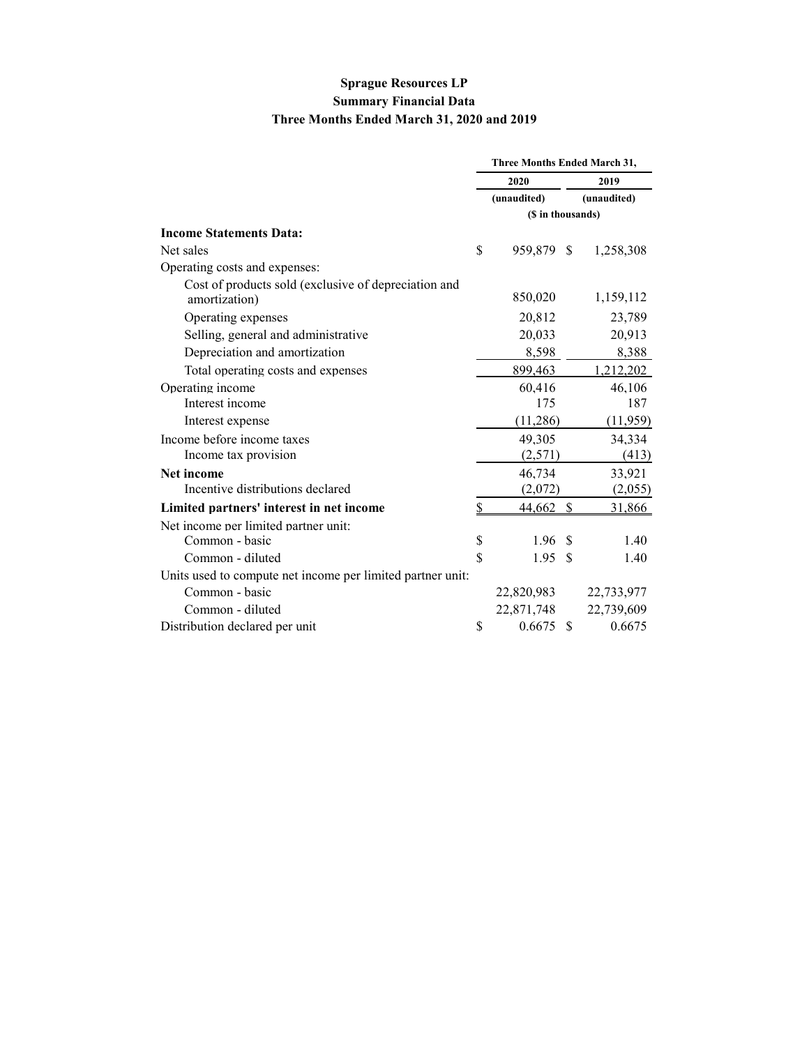**Sprague Resources LP**
**Summary Financial Data**
**Three Months Ended March 31, 2020 and 2019**

| | Three Months Ended March 31, | |
|---|---|---|
| | 2020 | 2019 |
| | (unaudited) | (unaudited) |
| | ($ in thousands) | |
| **Income Statements Data:** | | |
| Net sales | $ 959,879 | $ 1,258,308 |
| Operating costs and expenses: | | |
| Cost of products sold (exclusive of depreciation and amortization) | 850,020 | 1,159,112 |
| Operating expenses | 20,812 | 23,789 |
| Selling, general and administrative | 20,033 | 20,913 |
| Depreciation and amortization | 8,598 | 8,388 |
| Total operating costs and expenses | 899,463 | 1,212,202 |
| Operating income | 60,416 | 46,106 |
| Interest income | 175 | 187 |
| Interest expense | (11,286) | (11,959) |
| Income before income taxes | 49,305 | 34,334 |
| Income tax provision | (2,571) | (413) |
| **Net income** | 46,734 | 33,921 |
| Incentive distributions declared | (2,072) | (2,055) |
| **Limited partners' interest in net income** | $ 44,662 | $ 31,866 |
| Net income per limited partner unit: | | |
| Common - basic | $ 1.96 | $ 1.40 |
| Common - diluted | $ 1.95 | $ 1.40 |
| Units used to compute net income per limited partner unit: | | |
| Common - basic | 22,820,983 | 22,733,977 |
| Common - diluted | 22,871,748 | 22,739,609 |
| Distribution declared per unit | $ 0.6675 | $ 0.6675 |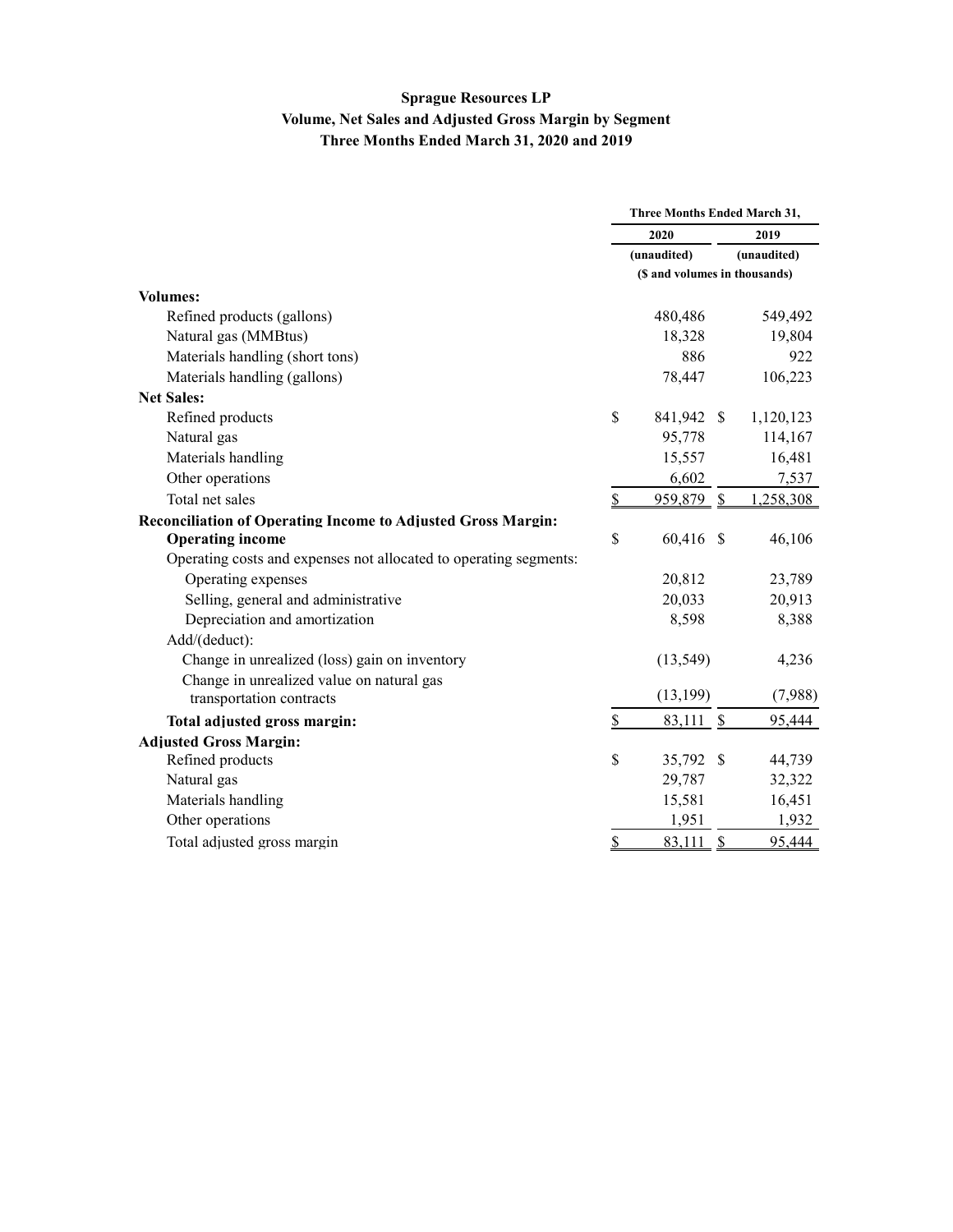**Sprague Resources LP**
**Volume, Net Sales and Adjusted Gross Margin by Segment**
**Three Months Ended March 31, 2020 and 2019**

| | Three Months Ended March 31, | |
|---|---|---|
| | 2020 | 2019 |
| | (unaudited) | (unaudited) |
| | ($ and volumes in thousands) | |
| **Volumes:** | | |
| Refined products (gallons) | 480,486 | 549,492 |
| Natural gas (MMBtus) | 18,328 | 19,804 |
| Materials handling (short tons) | 886 | 922 |
| Materials handling (gallons) | 78,447 | 106,223 |
| **Net Sales:** | | |
| Refined products | $ 841,942 | $ 1,120,123 |
| Natural gas | 95,778 | 114,167 |
| Materials handling | 15,557 | 16,481 |
| Other operations | 6,602 | 7,537 |
| Total net sales | $ 959,879 | $ 1,258,308 |
| **Reconciliation of Operating Income to Adjusted Gross Margin:** | | |
| **Operating income** | $ 60,416 | $ 46,106 |
| Operating costs and expenses not allocated to operating segments: | | |
| Operating expenses | 20,812 | 23,789 |
| Selling, general and administrative | 20,033 | 20,913 |
| Depreciation and amortization | 8,598 | 8,388 |
| Add/(deduct): | | |
| Change in unrealized (loss) gain on inventory | (13,549) | 4,236 |
| Change in unrealized value on natural gas transportation contracts | (13,199) | (7,988) |
| **Total adjusted gross margin:** | $ 83,111 | $ 95,444 |
| **Adjusted Gross Margin:** | | |
| Refined products | $ 35,792 | $ 44,739 |
| Natural gas | 29,787 | 32,322 |
| Materials handling | 15,581 | 16,451 |
| Other operations | 1,951 | 1,932 |
| Total adjusted gross margin | $ 83,111 | $ 95,444 |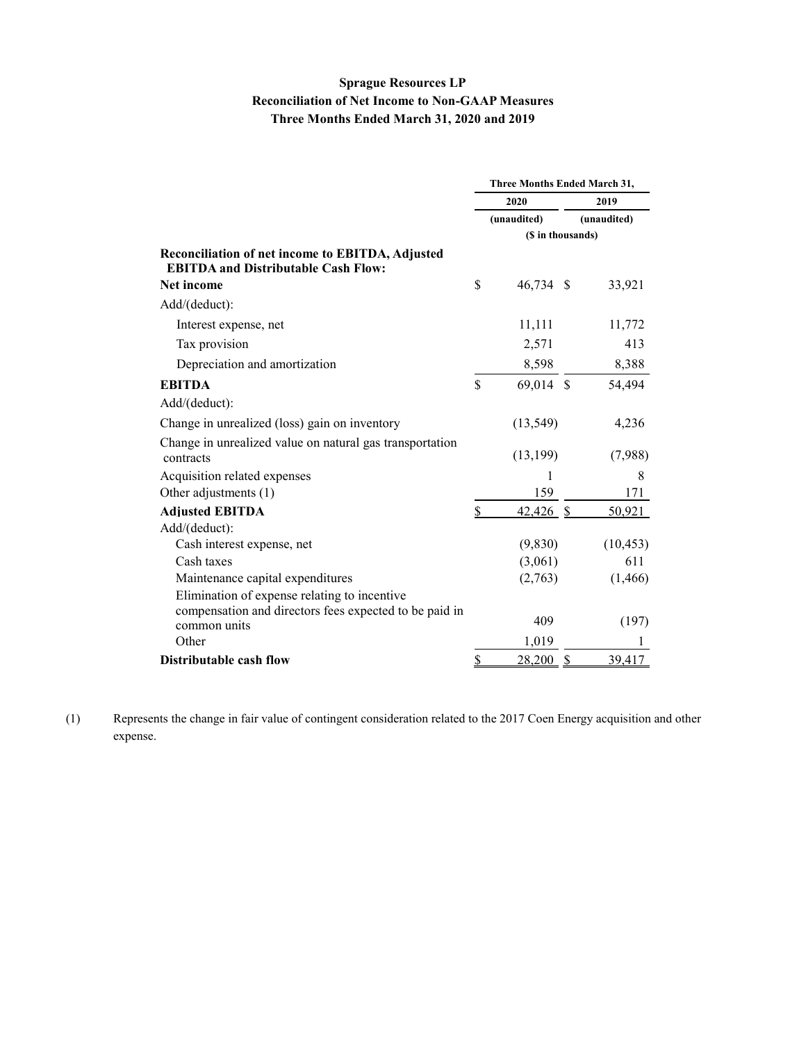**Sprague Resources LP**
**Reconciliation of Net Income to Non-GAAP Measures**
**Three Months Ended March 31, 2020 and 2019**

| | Three Months Ended March 31, | |
|---|---|---|
| | 2020 | 2019 |
| | (unaudited) | (unaudited) |
| | ($ in thousands) | |
| **Reconciliation of net income to EBITDA, Adjusted EBITDA and Distributable Cash Flow:** | | |
| **Net income** | $ 46,734 | $ 33,921 |
| Add/(deduct): | | |
| Interest expense, net | 11,111 | 11,772 |
| Tax provision | 2,571 | 413 |
| Depreciation and amortization | 8,598 | 8,388 |
| **EBITDA** | $ 69,014 | $ 54,494 |
| Add/(deduct): | | |
| Change in unrealized (loss) gain on inventory | (13,549) | 4,236 |
| Change in unrealized value on natural gas transportation contracts | (13,199) | (7,988) |
| Acquisition related expenses | 1 | 8 |
| Other adjustments (1) | 159 | 171 |
| **Adjusted EBITDA** | $ 42,426 | $ 50,921 |
| Add/(deduct): | | |
| Cash interest expense, net | (9,830) | (10,453) |
| Cash taxes | (3,061) | 611 |
| Maintenance capital expenditures | (2,763) | (1,466) |
| Elimination of expense relating to incentive compensation and directors fees expected to be paid in common units | 409 | (197) |
| Other | 1,019 | 1 |
| **Distributable cash flow** | $ 28,200 | $ 39,417 |

(1) Represents the change in fair value of contingent consideration related to the 2017 Coen Energy acquisition and other expense.